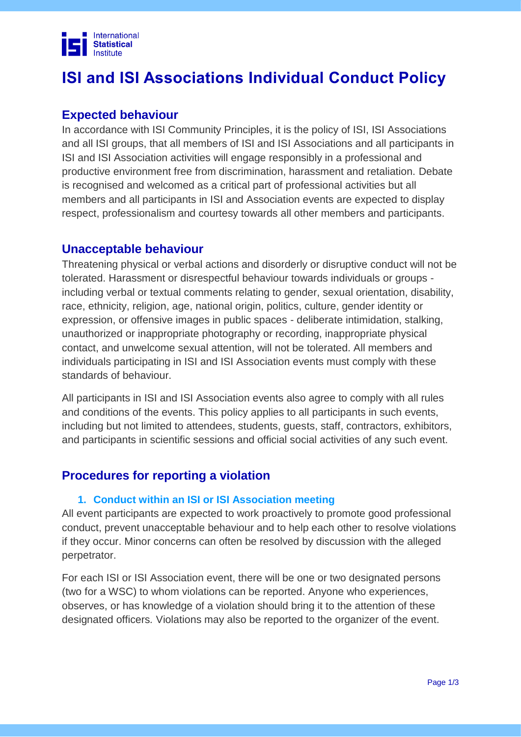# ISI and ISI Associations Individual Conduct Policy

## Expected behaviour

In accordance with ISI Community Principles, it is the policy of ISI, ISI Associations and all ISI groups, that all members of ISI and ISI Associations and all participants in ISI and ISI Association activities will engage responsibly in a professional and productive environment free from discrimination, harassment and retaliation. Debate is recognised and welcomed as a critical part of professional activities but all members and all participants in ISI and Association events are expected to display respect, professionalism and courtesy towards all other members and participants.

## Unacceptable behaviour

Threatening physical or verbal actions and disorderly or disruptive conduct will not be tolerated. Harassment or disrespectful behaviour towards individuals or groups - including verbal or textual comments relating to gender, sexual orientation, disability, race, ethnicity, religion, age, national origin, politics, culture, gender identity or expression, or offensive images in public spaces - deliberate intimidation, stalking, unauthorized or inappropriate photography or recording, inappropriate physical contact, and unwelcome sexual attention, will not be tolerated. All members and individuals participating in ISI and ISI Association events must comply with these standards of behaviour.

All participants in ISI and ISI Association events also agree to comply with all rules and conditions of the events. This policy applies to all participants in such events, including but not limited to attendees, students, guests, staff, contractors, exhibitors, and participants in scientific sessions and official social activities of any such event.

## Procedures for reporting a violation

### 1. Conduct within an ISI or ISI Association meeting

All event participants are expected to work proactively to promote good professional conduct, prevent unacceptable behaviour and to help each other to resolve violations if they occur. Minor concerns can often be resolved by discussion with the alleged perpetrator.

For each ISI or ISI Association event, there will be one or two designated persons (two for a WSC) to whom violations can be reported. Anyone who experiences, observes, or has knowledge of a violation should bring it to the attention of these designated officers. Violations may also be reported to the organizer of the event.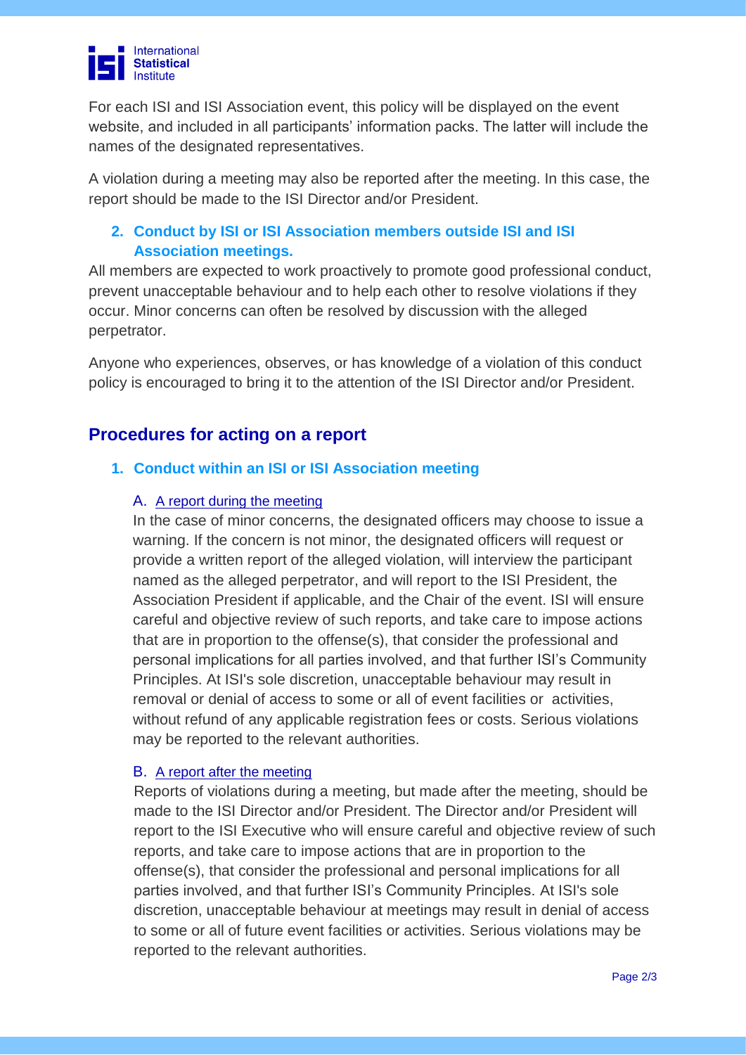For each ISI and ISI Association event, this policy will be displayed on the event website, and included in all participants' information packs. The latter will include the names of the designated representatives.

A violation during a meeting may also be reported after the meeting. In this case, the report should be made to the ISI Director and/or President.

### 2. Conduct by ISI or ISI Association members outside ISI and ISI Association meetings.

All members are expected to work proactively to promote good professional conduct, prevent unacceptable behaviour and to help each other to resolve violations if they occur. Minor concerns can often be resolved by discussion with the alleged perpetrator.

Anyone who experiences, observes, or has knowledge of a violation of this conduct policy is encouraged to bring it to the attention of the ISI Director and/or President.

## Procedures for acting on a report

### 1. Conduct within an ISI or ISI Association meeting

#### A. A report during the meeting

In the case of minor concerns, the designated officers may choose to issue a warning. If the concern is not minor, the designated officers will request or provide a written report of the alleged violation, will interview the participant named as the alleged perpetrator, and will report to the ISI President, the Association President if applicable, and the Chair of the event. ISI will ensure careful and objective review of such reports, and take care to impose actions that are in proportion to the offense(s), that consider the professional and personal implications for all parties involved, and that further ISI's Community Principles. At ISI's sole discretion, unacceptable behaviour may result in removal or denial of access to some or all of event facilities or activities, without refund of any applicable registration fees or costs. Serious violations may be reported to the relevant authorities.

#### B. A report after the meeting

Reports of violations during a meeting, but made after the meeting, should be made to the ISI Director and/or President. The Director and/or President will report to the ISI Executive who will ensure careful and objective review of such reports, and take care to impose actions that are in proportion to the offense(s), that consider the professional and personal implications for all parties involved, and that further ISI's Community Principles. At ISI's sole discretion, unacceptable behaviour at meetings may result in denial of access to some or all of future event facilities or activities. Serious violations may be reported to the relevant authorities.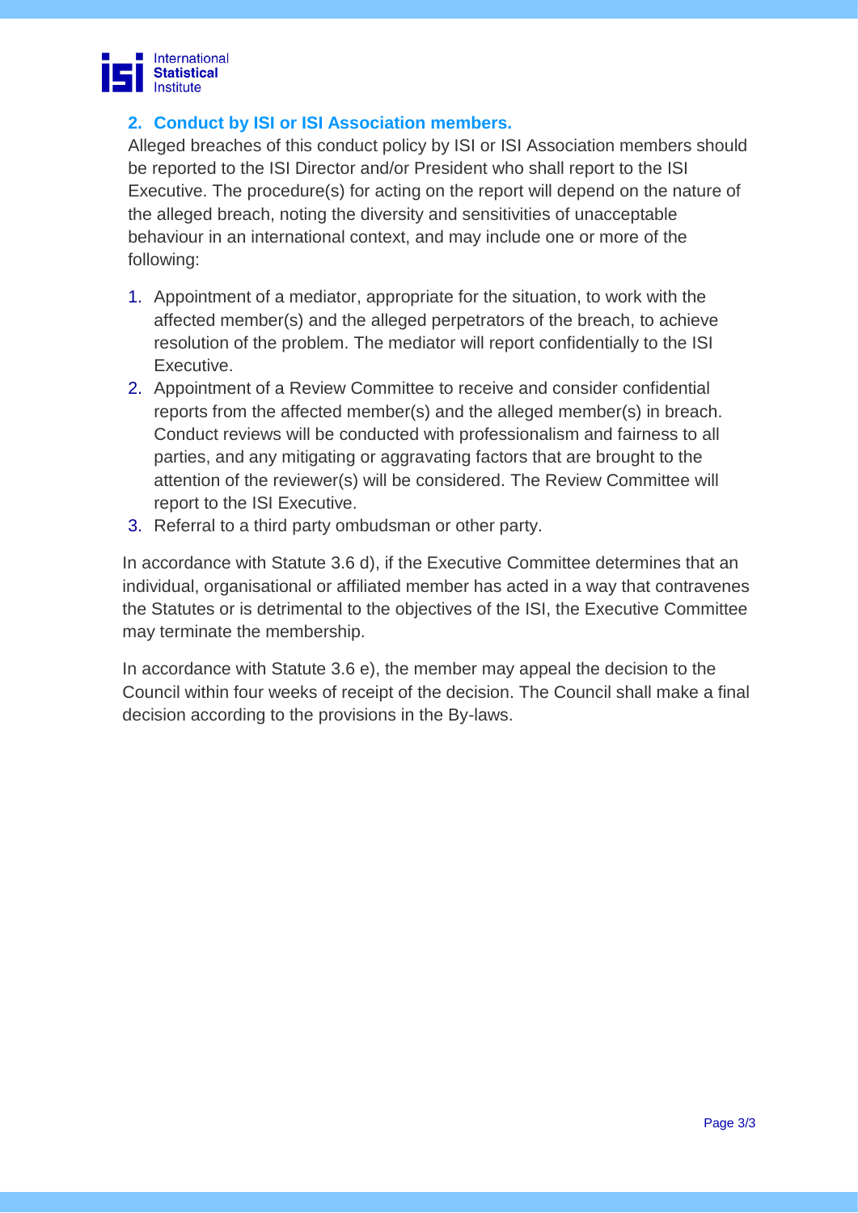## 2. Conduct by ISI or ISI Association members.

Alleged breaches of this conduct policy by ISI or ISI Association members should be reported to the ISI Director and/or President who shall report to the ISI Executive. The procedure(s) for acting on the report will depend on the nature of the alleged breach, noting the diversity and sensitivities of unacceptable behaviour in an international context, and may include one or more of the following:

1. Appointment of a mediator, appropriate for the situation, to work with the affected member(s) and the alleged perpetrators of the breach, to achieve resolution of the problem. The mediator will report confidentially to the ISI Executive.
2. Appointment of a Review Committee to receive and consider confidential reports from the affected member(s) and the alleged member(s) in breach. Conduct reviews will be conducted with professionalism and fairness to all parties, and any mitigating or aggravating factors that are brought to the attention of the reviewer(s) will be considered. The Review Committee will report to the ISI Executive.
3. Referral to a third party ombudsman or other party.

In accordance with Statute 3.6 d), if the Executive Committee determines that an individual, organisational or affiliated member has acted in a way that contravenes the Statutes or is detrimental to the objectives of the ISI, the Executive Committee may terminate the membership.

In accordance with Statute 3.6 e), the member may appeal the decision to the Council within four weeks of receipt of the decision. The Council shall make a final decision according to the provisions in the By-laws.